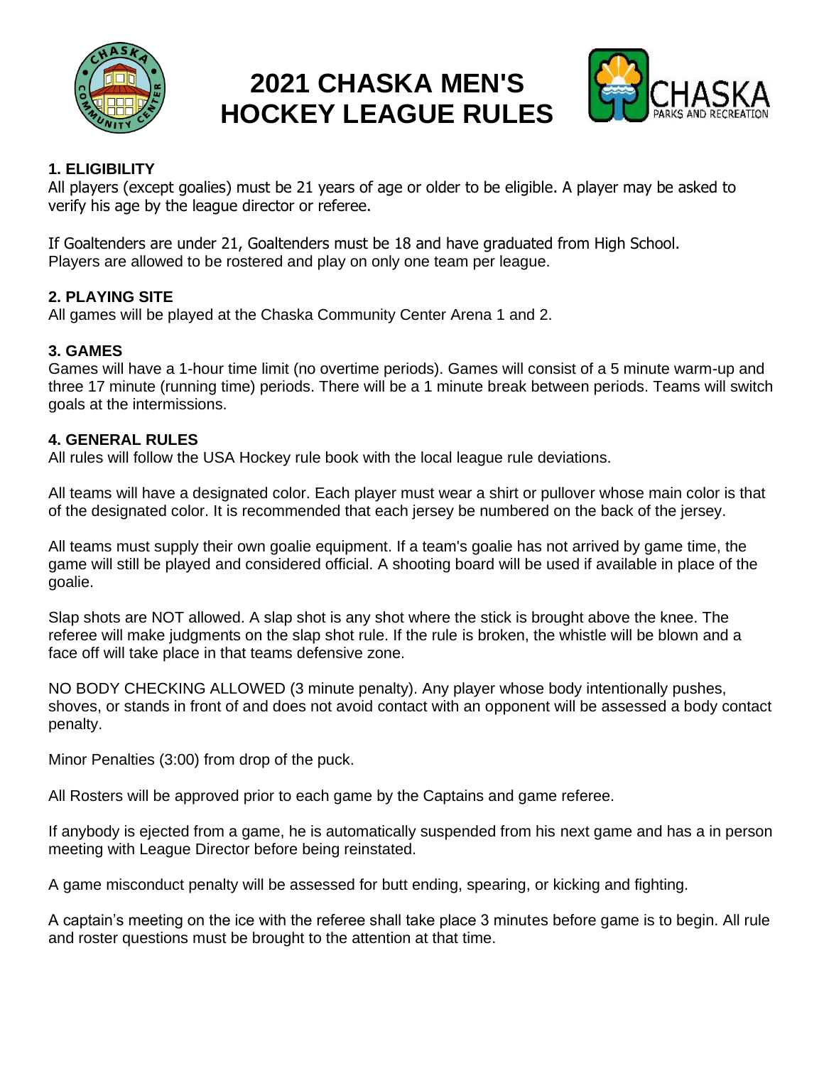# 2021 CHASKA MEN'S HOCKEY LEAGUE RULES

## 1. ELIGIBILITY

All players (except goalies) must be 21 years of age or older to be eligible. A player may be asked to verify his age by the league director or referee.

If Goaltenders are under 21, Goaltenders must be 18 and have graduated from High School. Players are allowed to be rostered and play on only one team per league.

## 2. PLAYING SITE

All games will be played at the Chaska Community Center Arena 1 and 2.

## 3. GAMES

Games will have a 1-hour time limit (no overtime periods). Games will consist of a 5 minute warm-up and three 17 minute (running time) periods. There will be a 1 minute break between periods. Teams will switch goals at the intermissions.

## 4. GENERAL RULES

All rules will follow the USA Hockey rule book with the local league rule deviations.

All teams will have a designated color. Each player must wear a shirt or pullover whose main color is that of the designated color. It is recommended that each jersey be numbered on the back of the jersey.

All teams must supply their own goalie equipment. If a team's goalie has not arrived by game time, the game will still be played and considered official. A shooting board will be used if available in place of the goalie.

Slap shots are NOT allowed. A slap shot is any shot where the stick is brought above the knee. The referee will make judgments on the slap shot rule. If the rule is broken, the whistle will be blown and a face off will take place in that teams defensive zone.

NO BODY CHECKING ALLOWED (3 minute penalty). Any player whose body intentionally pushes, shoves, or stands in front of and does not avoid contact with an opponent will be assessed a body contact penalty.

Minor Penalties (3:00) from drop of the puck.

All Rosters will be approved prior to each game by the Captains and game referee.

If anybody is ejected from a game, he is automatically suspended from his next game and has a in person meeting with League Director before being reinstated.

A game misconduct penalty will be assessed for butt ending, spearing, or kicking and fighting.

A captain's meeting on the ice with the referee shall take place 3 minutes before game is to begin. All rule and roster questions must be brought to the attention at that time.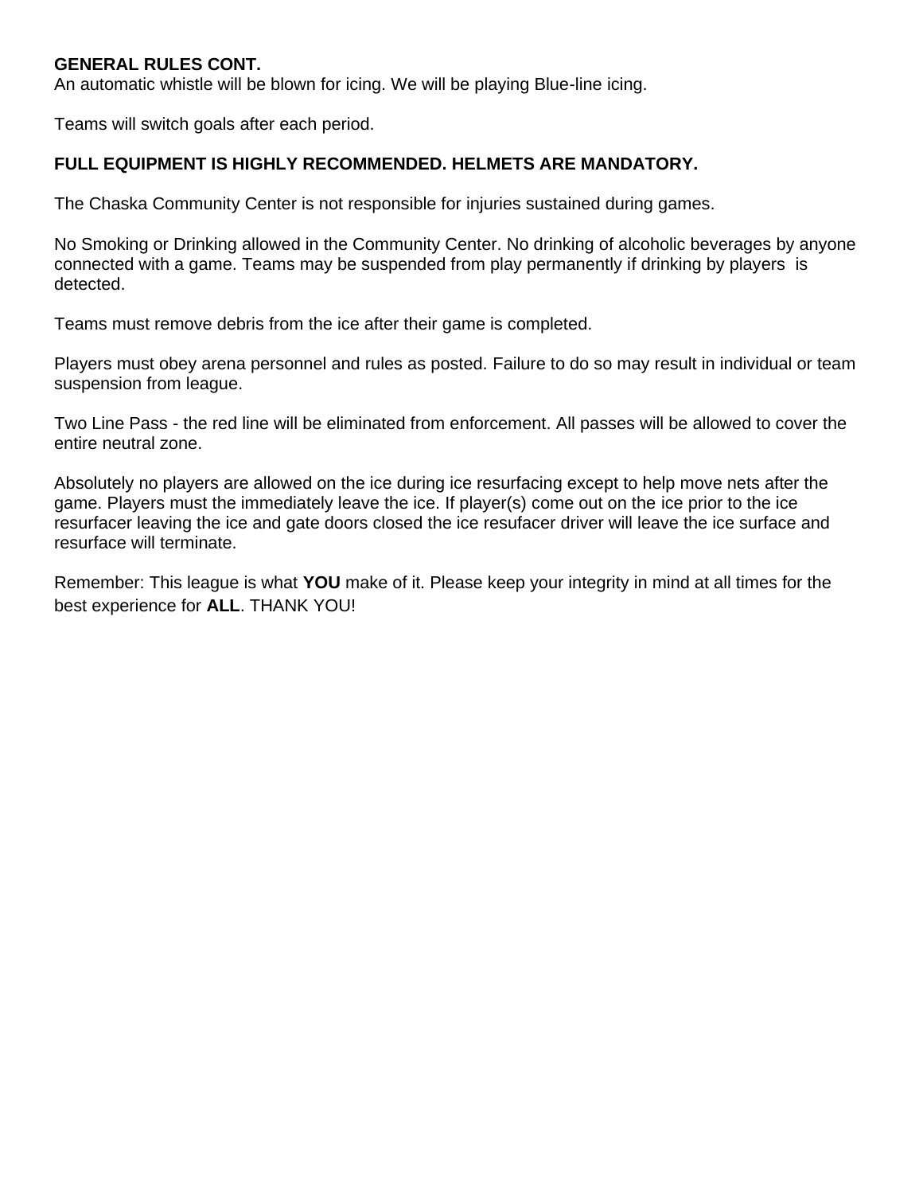**GENERAL RULES CONT.**
An automatic whistle will be blown for icing. We will be playing Blue-line icing.

Teams will switch goals after each period.

**FULL EQUIPMENT IS HIGHLY RECOMMENDED. HELMETS ARE MANDATORY.**

The Chaska Community Center is not responsible for injuries sustained during games.

No Smoking or Drinking allowed in the Community Center. No drinking of alcoholic beverages by anyone connected with a game. Teams may be suspended from play permanently if drinking by players is detected.

Teams must remove debris from the ice after their game is completed.

Players must obey arena personnel and rules as posted. Failure to do so may result in individual or team suspension from league.

Two Line Pass - the red line will be eliminated from enforcement. All passes will be allowed to cover the entire neutral zone.

Absolutely no players are allowed on the ice during ice resurfacing except to help move nets after the game. Players must the immediately leave the ice. If player(s) come out on the ice prior to the ice resurfacer leaving the ice and gate doors closed the ice resufacer driver will leave the ice surface and resurface will terminate.

Remember: This league is what **YOU** make of it. Please keep your integrity in mind at all times for the best experience for **ALL**. THANK YOU!